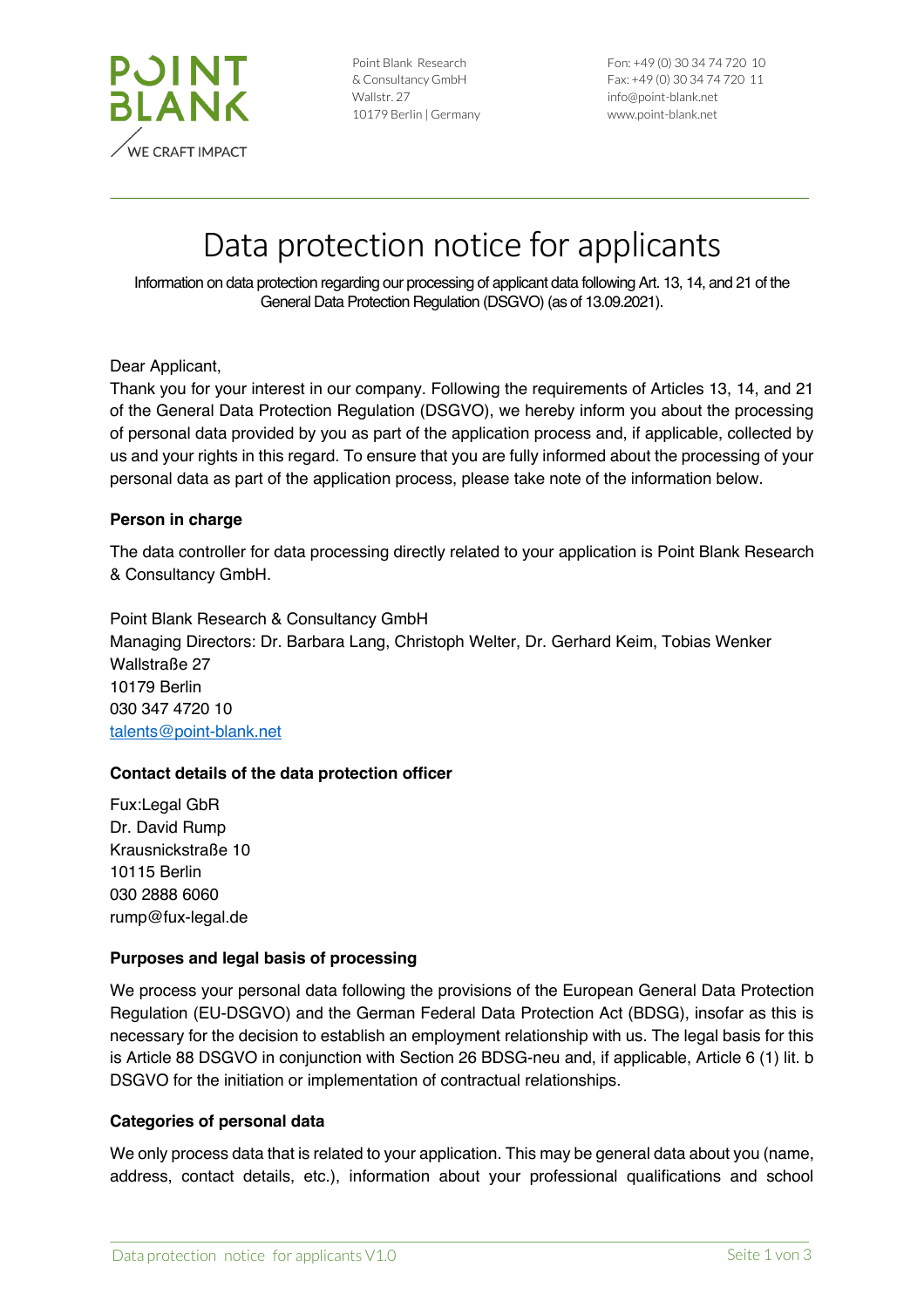Point Blank Research & Consultancy GmbH
Wallstr. 27
10179 Berlin | Germany

Fon: +49 (0) 30 34 74 720 10
Fax: +49 (0) 30 34 74 720 11
info@point-blank.net
www.point-blank.net

# Data protection notice for applicants

Information on data protection regarding our processing of applicant data following Art. 13, 14, and 21 of the General Data Protection Regulation (DSGVO) (as of 13.09.2021).

Dear Applicant,
Thank you for your interest in our company. Following the requirements of Articles 13, 14, and 21 of the General Data Protection Regulation (DSGVO), we hereby inform you about the processing of personal data provided by you as part of the application process and, if applicable, collected by us and your rights in this regard. To ensure that you are fully informed about the processing of your personal data as part of the application process, please take note of the information below.

**Person in charge**

The data controller for data processing directly related to your application is Point Blank Research & Consultancy GmbH.

Point Blank Research & Consultancy GmbH
Managing Directors: Dr. Barbara Lang, Christoph Welter, Dr. Gerhard Keim, Tobias Wenker
Wallstraße 27
10179 Berlin
030 347 4720 10
talents@point-blank.net

**Contact details of the data protection officer**

Fux:Legal GbR
Dr. David Rump
Krausnickstraße 10
10115 Berlin
030 2888 6060
rump@fux-legal.de

**Purposes and legal basis of processing**

We process your personal data following the provisions of the European General Data Protection Regulation (EU-DSGVO) and the German Federal Data Protection Act (BDSG), insofar as this is necessary for the decision to establish an employment relationship with us. The legal basis for this is Article 88 DSGVO in conjunction with Section 26 BDSG-neu and, if applicable, Article 6 (1) lit. b DSGVO for the initiation or implementation of contractual relationships.

**Categories of personal data**

We only process data that is related to your application. This may be general data about you (name, address, contact details, etc.), information about your professional qualifications and school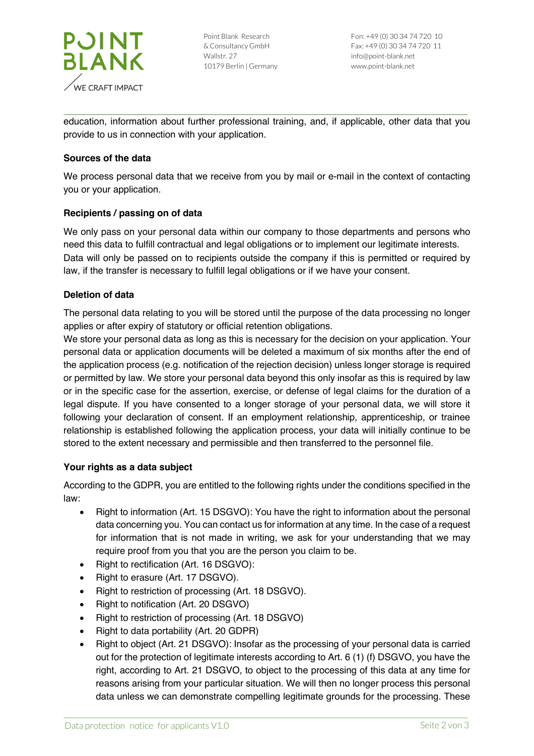education, information about further professional training, and, if applicable, other data that you provide to us in connection with your application.

**Sources of the data**

We process personal data that we receive from you by mail or e-mail in the context of contacting you or your application.

**Recipients / passing on of data**

We only pass on your personal data within our company to those departments and persons who need this data to fulfill contractual and legal obligations or to implement our legitimate interests. Data will only be passed on to recipients outside the company if this is permitted or required by law, if the transfer is necessary to fulfill legal obligations or if we have your consent.

**Deletion of data**

The personal data relating to you will be stored until the purpose of the data processing no longer applies or after expiry of statutory or official retention obligations.
We store your personal data as long as this is necessary for the decision on your application. Your personal data or application documents will be deleted a maximum of six months after the end of the application process (e.g. notification of the rejection decision) unless longer storage is required or permitted by law. We store your personal data beyond this only insofar as this is required by law or in the specific case for the assertion, exercise, or defense of legal claims for the duration of a legal dispute. If you have consented to a longer storage of your personal data, we will store it following your declaration of consent. If an employment relationship, apprenticeship, or trainee relationship is established following the application process, your data will initially continue to be stored to the extent necessary and permissible and then transferred to the personnel file.

**Your rights as a data subject**

According to the GDPR, you are entitled to the following rights under the conditions specified in the law:

- Right to information (Art. 15 DSGVO): You have the right to information about the personal data concerning you. You can contact us for information at any time. In the case of a request for information that is not made in writing, we ask for your understanding that we may require proof from you that you are the person you claim to be.
- Right to rectification (Art. 16 DSGVO):
- Right to erasure (Art. 17 DSGVO).
- Right to restriction of processing (Art. 18 DSGVO).
- Right to notification (Art. 20 DSGVO)
- Right to restriction of processing (Art. 18 DSGVO)
- Right to data portability (Art. 20 GDPR)
- Right to object (Art. 21 DSGVO): Insofar as the processing of your personal data is carried out for the protection of legitimate interests according to Art. 6 (1) (f) DSGVO, you have the right, according to Art. 21 DSGVO, to object to the processing of this data at any time for reasons arising from your particular situation. We will then no longer process this personal data unless we can demonstrate compelling legitimate grounds for the processing. These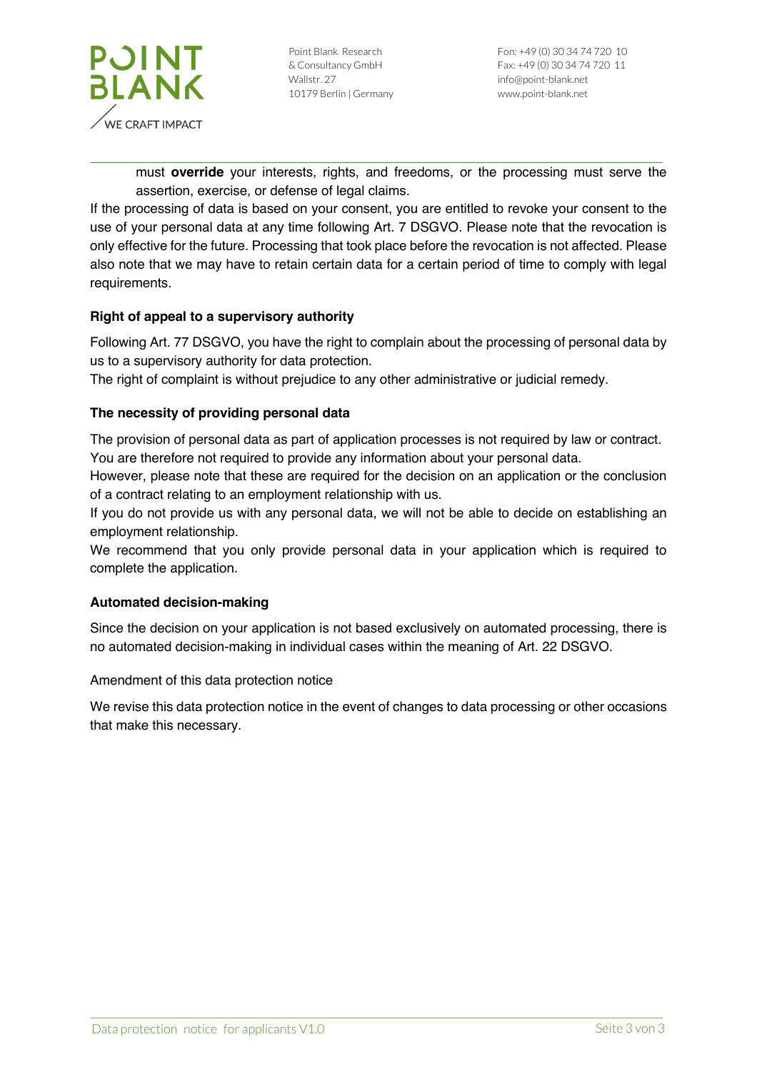must **override** your interests, rights, and freedoms, or the processing must serve the assertion, exercise, or defense of legal claims.

If the processing of data is based on your consent, you are entitled to revoke your consent to the use of your personal data at any time following Art. 7 DSGVO. Please note that the revocation is only effective for the future. Processing that took place before the revocation is not affected. Please also note that we may have to retain certain data for a certain period of time to comply with legal requirements.

**Right of appeal to a supervisory authority**

Following Art. 77 DSGVO, you have the right to complain about the processing of personal data by us to a supervisory authority for data protection.

The right of complaint is without prejudice to any other administrative or judicial remedy.

**The necessity of providing personal data**

The provision of personal data as part of application processes is not required by law or contract. You are therefore not required to provide any information about your personal data.

However, please note that these are required for the decision on an application or the conclusion of a contract relating to an employment relationship with us.

If you do not provide us with any personal data, we will not be able to decide on establishing an employment relationship.

We recommend that you only provide personal data in your application which is required to complete the application.

**Automated decision-making**

Since the decision on your application is not based exclusively on automated processing, there is no automated decision-making in individual cases within the meaning of Art. 22 DSGVO.

Amendment of this data protection notice

We revise this data protection notice in the event of changes to data processing or other occasions that make this necessary.